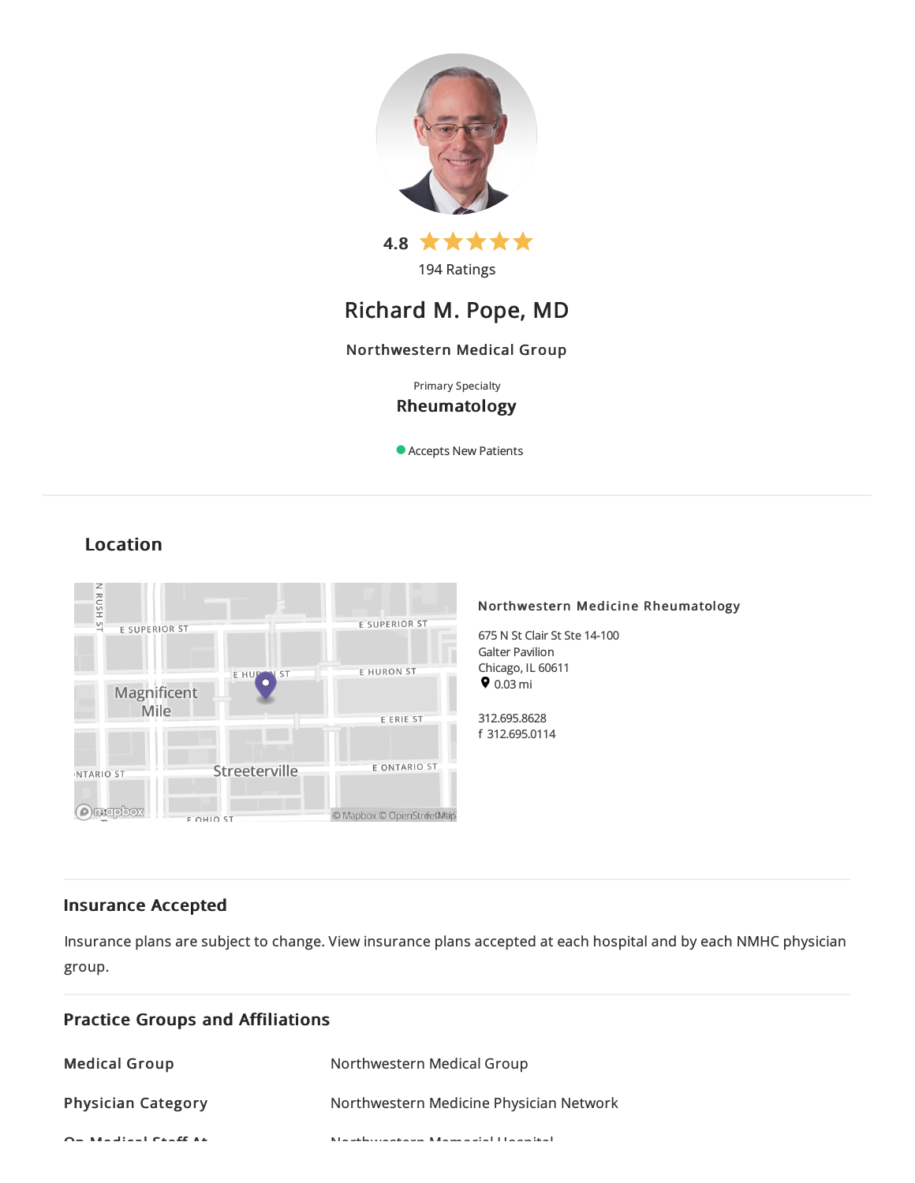4.8 ★★★★★

194 Ratings

# Richard M. Pope, MD

**Northwestern Medical Group**

Primary Specialty

**Rheumatology**

Accepts New Patients

## Location

**Northwestern Medicine Rheumatology**

675 N St Clair St Ste 14-100
Galter Pavilion
Chicago, IL 60611
0.03 mi

312.695.8628
f 312.695.0114

## Insurance Accepted

Insurance plans are subject to change. View insurance plans accepted at each hospital and by each NMHC physician group.

## Practice Groups and Affiliations

| | |
|---|---|
| **Medical Group** | Northwestern Medical Group |
| **Physician Category** | Northwestern Medicine Physician Network |
| **On Medical Staff At** | Northwestern Memorial Hospital |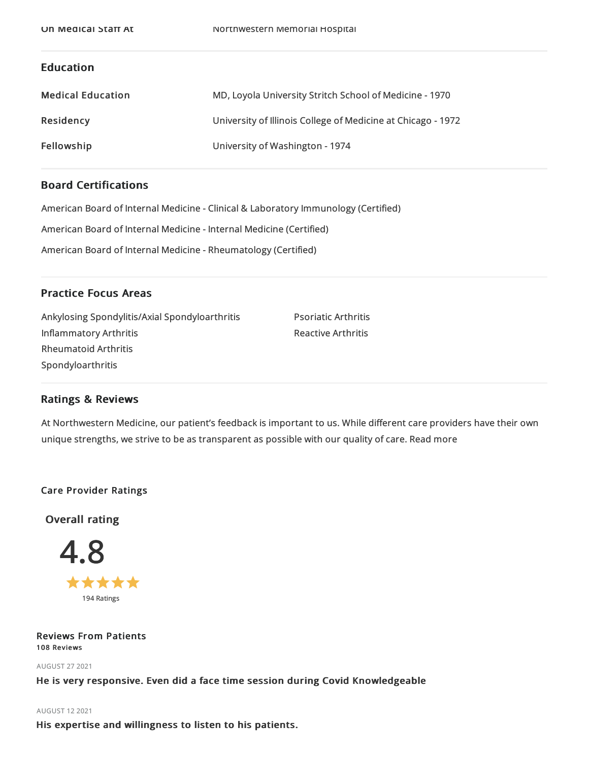| On Medical Staff At | Northwestern Memorial Hospital |
| --- | --- |

## Education

| | |
| --- | --- |
| **Medical Education** | MD, Loyola University Stritch School of Medicine - 1970 |
| **Residency** | University of Illinois College of Medicine at Chicago - 1972 |
| **Fellowship** | University of Washington - 1974 |

## Board Certifications

American Board of Internal Medicine - Clinical & Laboratory Immunology (Certified)

American Board of Internal Medicine - Internal Medicine (Certified)

American Board of Internal Medicine - Rheumatology (Certified)

## Practice Focus Areas

- Ankylosing Spondylitis/Axial Spondyloarthritis
- Inflammatory Arthritis
- Rheumatoid Arthritis
- Spondyloarthritis
- Psoriatic Arthritis
- Reactive Arthritis

## Ratings & Reviews

At Northwestern Medicine, our patient's feedback is important to us. While different care providers have their own unique strengths, we strive to be as transparent as possible with our quality of care. Read more

### Care Provider Ratings

**Overall rating**

4.8

194 Ratings

### Reviews From Patients

**108 Reviews**

AUGUST 27 2021

**He is very responsive. Even did a face time session during Covid Knowledgeable**

AUGUST 12 2021

**His expertise and willingness to listen to his patients.**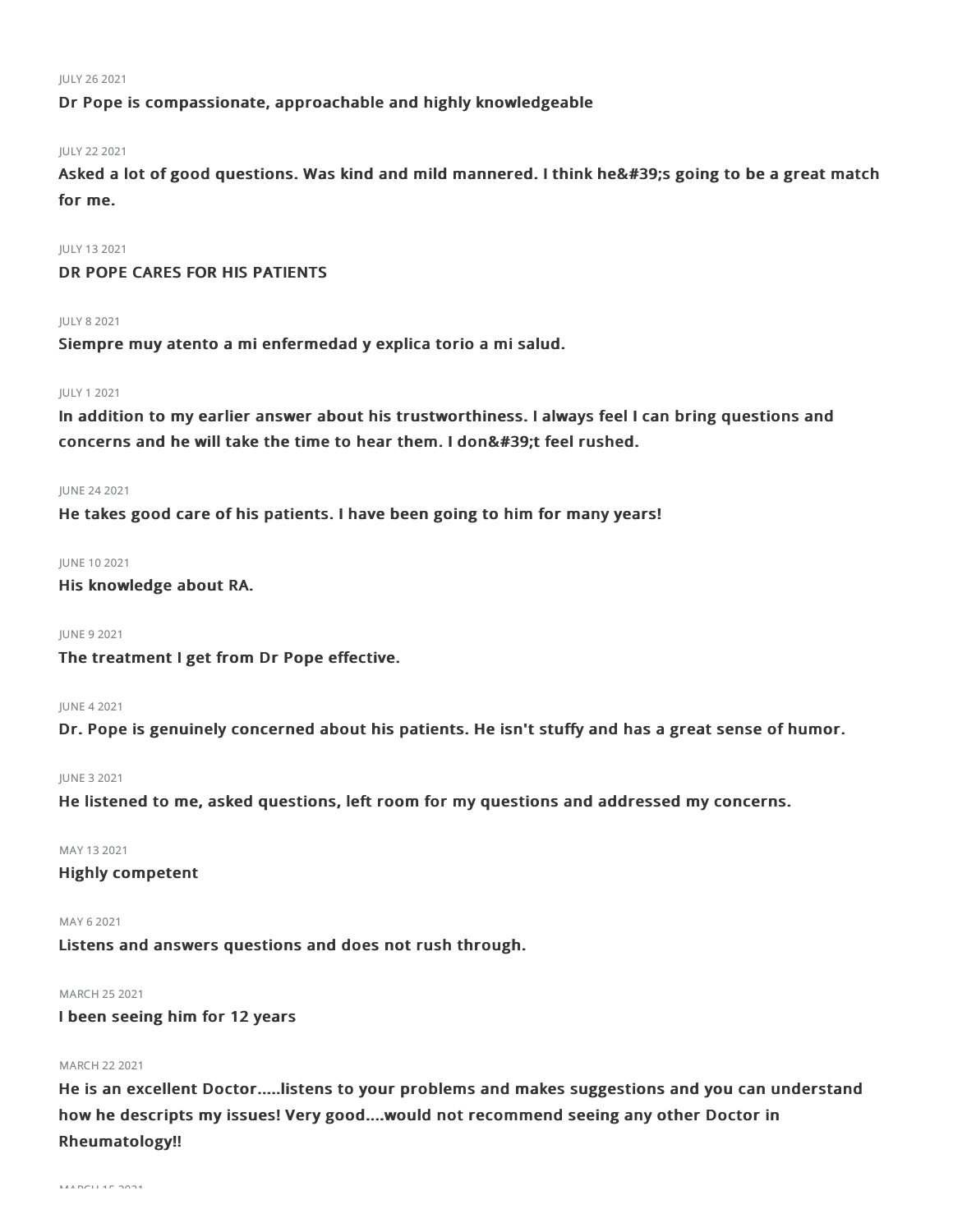JULY 26 2021

**Dr Pope is compassionate, approachable and highly knowledgeable**

JULY 22 2021

**Asked a lot of good questions. Was kind and mild mannered. I think he&#39;s going to be a great match for me.**

JULY 13 2021

**DR POPE CARES FOR HIS PATIENTS**

JULY 8 2021

**Siempre muy atento a mi enfermedad y explica torio a mi salud.**

JULY 1 2021

**In addition to my earlier answer about his trustworthiness. I always feel I can bring questions and concerns and he will take the time to hear them. I don&#39;t feel rushed.**

JUNE 24 2021

**He takes good care of his patients. I have been going to him for many years!**

JUNE 10 2021

**His knowledge about RA.**

JUNE 9 2021

**The treatment I get from Dr Pope effective.**

JUNE 4 2021

**Dr. Pope is genuinely concerned about his patients. He isn't stuffy and has a great sense of humor.**

JUNE 3 2021

**He listened to me, asked questions, left room for my questions and addressed my concerns.**

MAY 13 2021

**Highly competent**

MAY 6 2021

**Listens and answers questions and does not rush through.**

MARCH 25 2021

**I been seeing him for 12 years**

MARCH 22 2021

**He is an excellent Doctor.....listens to your problems and makes suggestions and you can understand how he descripts my issues! Very good....would not recommend seeing any other Doctor in Rheumatology!!**

MARCH 15 2021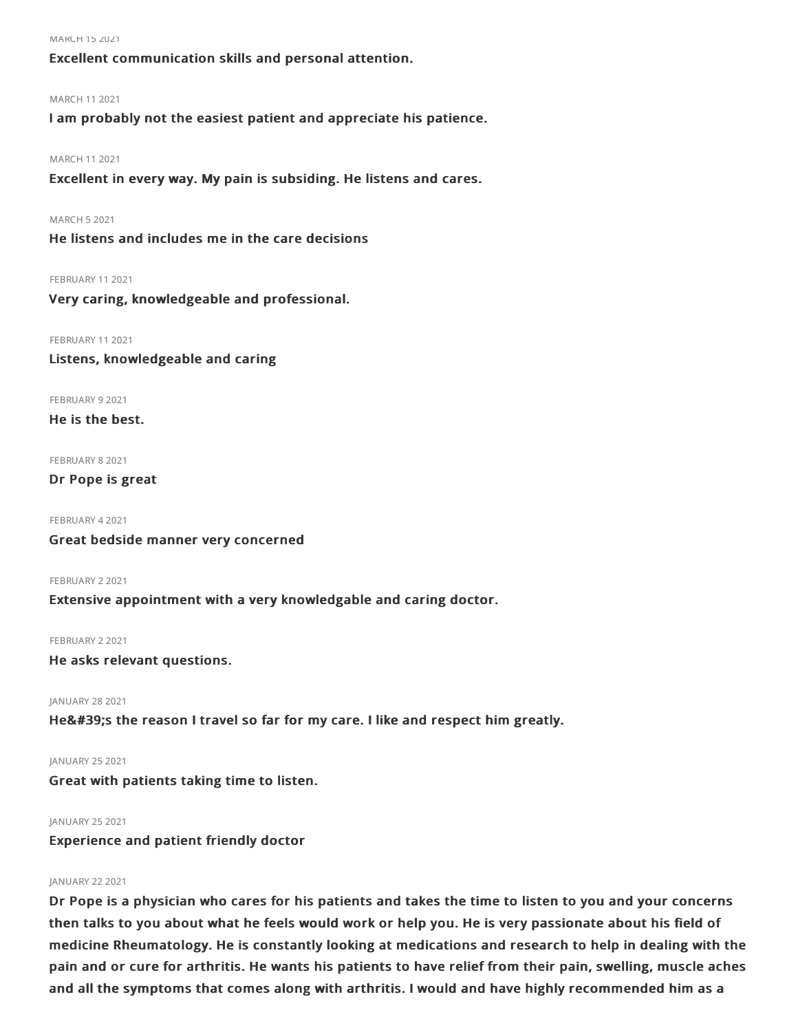MARCH 15 2021

**Excellent communication skills and personal attention.**

MARCH 11 2021

**I am probably not the easiest patient and appreciate his patience.**

MARCH 11 2021

**Excellent in every way. My pain is subsiding. He listens and cares.**

MARCH 5 2021

**He listens and includes me in the care decisions**

FEBRUARY 11 2021

**Very caring, knowledgeable and professional.**

FEBRUARY 11 2021

**Listens, knowledgeable and caring**

FEBRUARY 9 2021

**He is the best.**

FEBRUARY 8 2021

**Dr Pope is great**

FEBRUARY 4 2021

**Great bedside manner very concerned**

FEBRUARY 2 2021

**Extensive appointment with a very knowledgable and caring doctor.**

FEBRUARY 2 2021

**He asks relevant questions.**

JANUARY 28 2021

**He&#39;s the reason I travel so far for my care. I like and respect him greatly.**

JANUARY 25 2021

**Great with patients taking time to listen.**

JANUARY 25 2021

**Experience and patient friendly doctor**

JANUARY 22 2021

**Dr Pope is a physician who cares for his patients and takes the time to listen to you and your concerns then talks to you about what he feels would work or help you. He is very passionate about his field of medicine Rheumatology. He is constantly looking at medications and research to help in dealing with the pain and or cure for arthritis. He wants his patients to have relief from their pain, swelling, muscle aches and all the symptoms that comes along with arthritis. I would and have highly recommended him as a**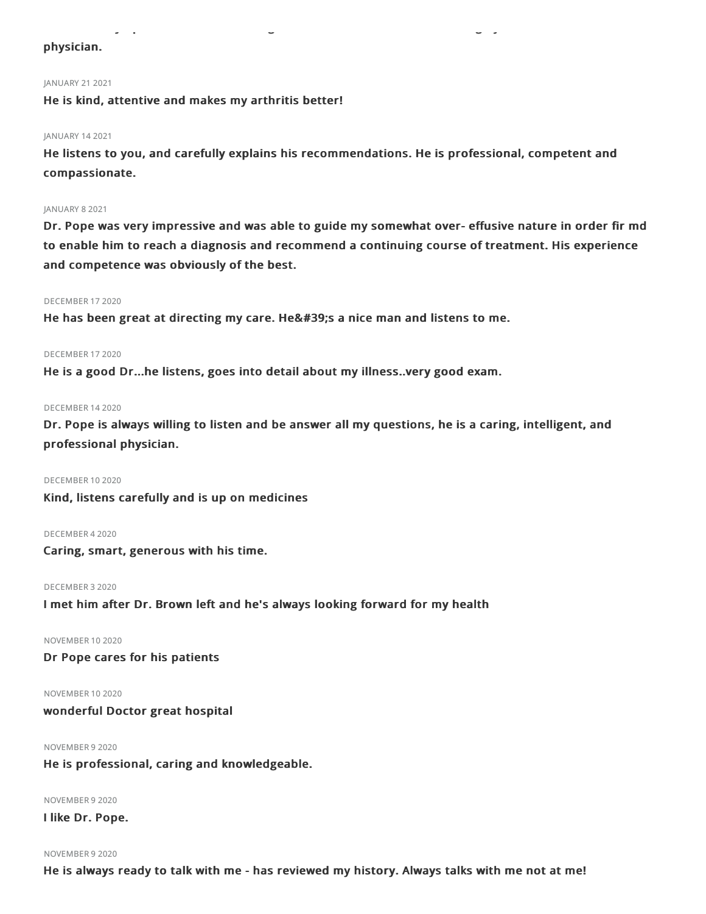physician.

JANUARY 21 2021

**He is kind, attentive and makes my arthritis better!**

JANUARY 14 2021

**He listens to you, and carefully explains his recommendations. He is professional, competent and compassionate.**

JANUARY 8 2021

**Dr. Pope was very impressive and was able to guide my somewhat over- effusive nature in order fir md to enable him to reach a diagnosis and recommend a continuing course of treatment. His experience and competence was obviously of the best.**

DECEMBER 17 2020

**He has been great at directing my care. He&#39;s a nice man and listens to me.**

DECEMBER 17 2020

**He is a good Dr...he listens, goes into detail about my illness..very good exam.**

DECEMBER 14 2020

**Dr. Pope is always willing to listen and be answer all my questions, he is a caring, intelligent, and professional physician.**

DECEMBER 10 2020

**Kind, listens carefully and is up on medicines**

DECEMBER 4 2020

**Caring, smart, generous with his time.**

DECEMBER 3 2020

**I met him after Dr. Brown left and he's always looking forward for my health**

NOVEMBER 10 2020

**Dr Pope cares for his patients**

NOVEMBER 10 2020

**wonderful Doctor great hospital**

NOVEMBER 9 2020

**He is professional, caring and knowledgeable.**

NOVEMBER 9 2020

**I like Dr. Pope.**

NOVEMBER 9 2020

**He is always ready to talk with me - has reviewed my history. Always talks with me not at me!**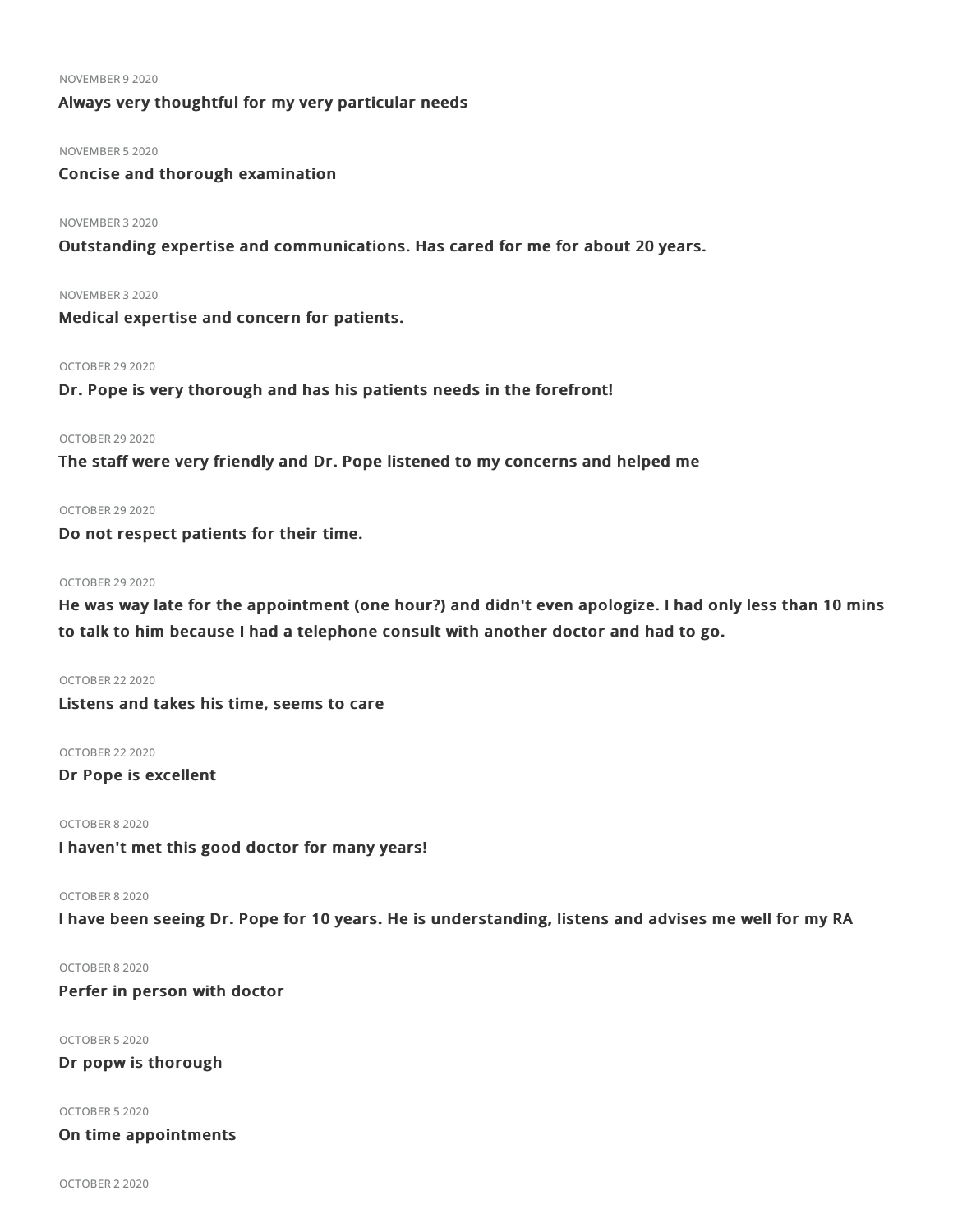NOVEMBER 9 2020

**Always very thoughtful for my very particular needs**

NOVEMBER 5 2020

**Concise and thorough examination**

NOVEMBER 3 2020

**Outstanding expertise and communications. Has cared for me for about 20 years.**

NOVEMBER 3 2020

**Medical expertise and concern for patients.**

OCTOBER 29 2020

**Dr. Pope is very thorough and has his patients needs in the forefront!**

OCTOBER 29 2020

**The staff were very friendly and Dr. Pope listened to my concerns and helped me**

OCTOBER 29 2020

**Do not respect patients for their time.**

OCTOBER 29 2020

**He was way late for the appointment (one hour?) and didn't even apologize. I had only less than 10 mins to talk to him because I had a telephone consult with another doctor and had to go.**

OCTOBER 22 2020

**Listens and takes his time, seems to care**

OCTOBER 22 2020

**Dr Pope is excellent**

OCTOBER 8 2020

**I haven't met this good doctor for many years!**

OCTOBER 8 2020

**I have been seeing Dr. Pope for 10 years. He is understanding, listens and advises me well for my RA**

OCTOBER 8 2020

**Perfer in person with doctor**

OCTOBER 5 2020

**Dr popw is thorough**

OCTOBER 5 2020

**On time appointments**

OCTOBER 2 2020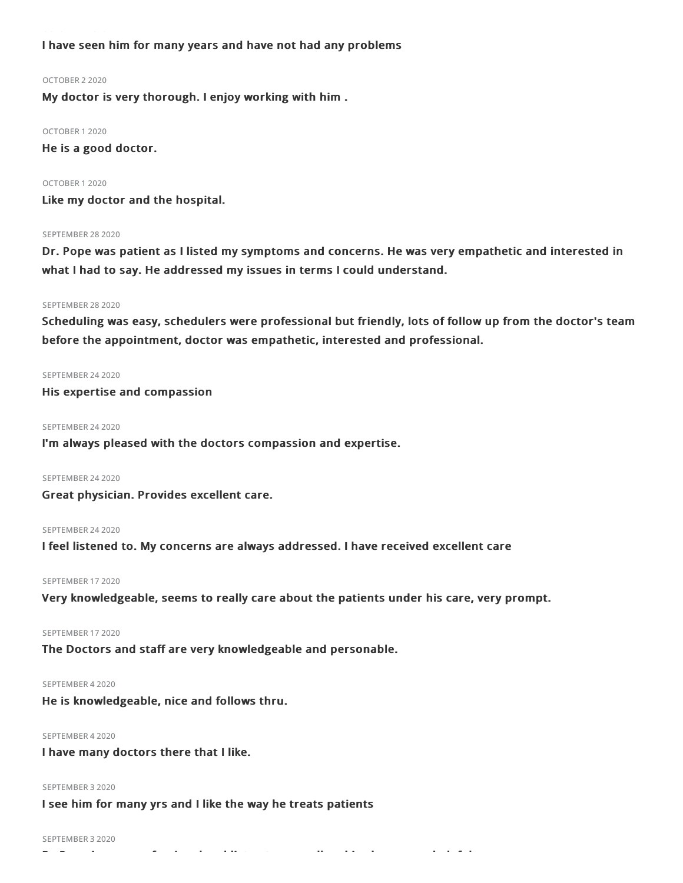**I have seen him for many years and have not had any problems**

OCTOBER 2 2020

**My doctor is very thorough. I enjoy working with him .**

OCTOBER 1 2020

**He is a good doctor.**

OCTOBER 1 2020

**Like my doctor and the hospital.**

SEPTEMBER 28 2020

**Dr. Pope was patient as I listed my symptoms and concerns. He was very empathetic and interested in what I had to say. He addressed my issues in terms I could understand.**

SEPTEMBER 28 2020

**Scheduling was easy, schedulers were professional but friendly, lots of follow up from the doctor's team before the appointment, doctor was empathetic, interested and professional.**

SEPTEMBER 24 2020

**His expertise and compassion**

SEPTEMBER 24 2020

**I'm always pleased with the doctors compassion and expertise.**

SEPTEMBER 24 2020

**Great physician. Provides excellent care.**

SEPTEMBER 24 2020

**I feel listened to. My concerns are always addressed. I have received excellent care**

SEPTEMBER 17 2020

**Very knowledgeable, seems to really care about the patients under his care, very prompt.**

SEPTEMBER 17 2020

**The Doctors and staff are very knowledgeable and personable.**

SEPTEMBER 4 2020

**He is knowledgeable, nice and follows thru.**

SEPTEMBER 4 2020

**I have many doctors there that I like.**

SEPTEMBER 3 2020

**I see him for many yrs and I like the way he treats patients**

SEPTEMBER 3 2020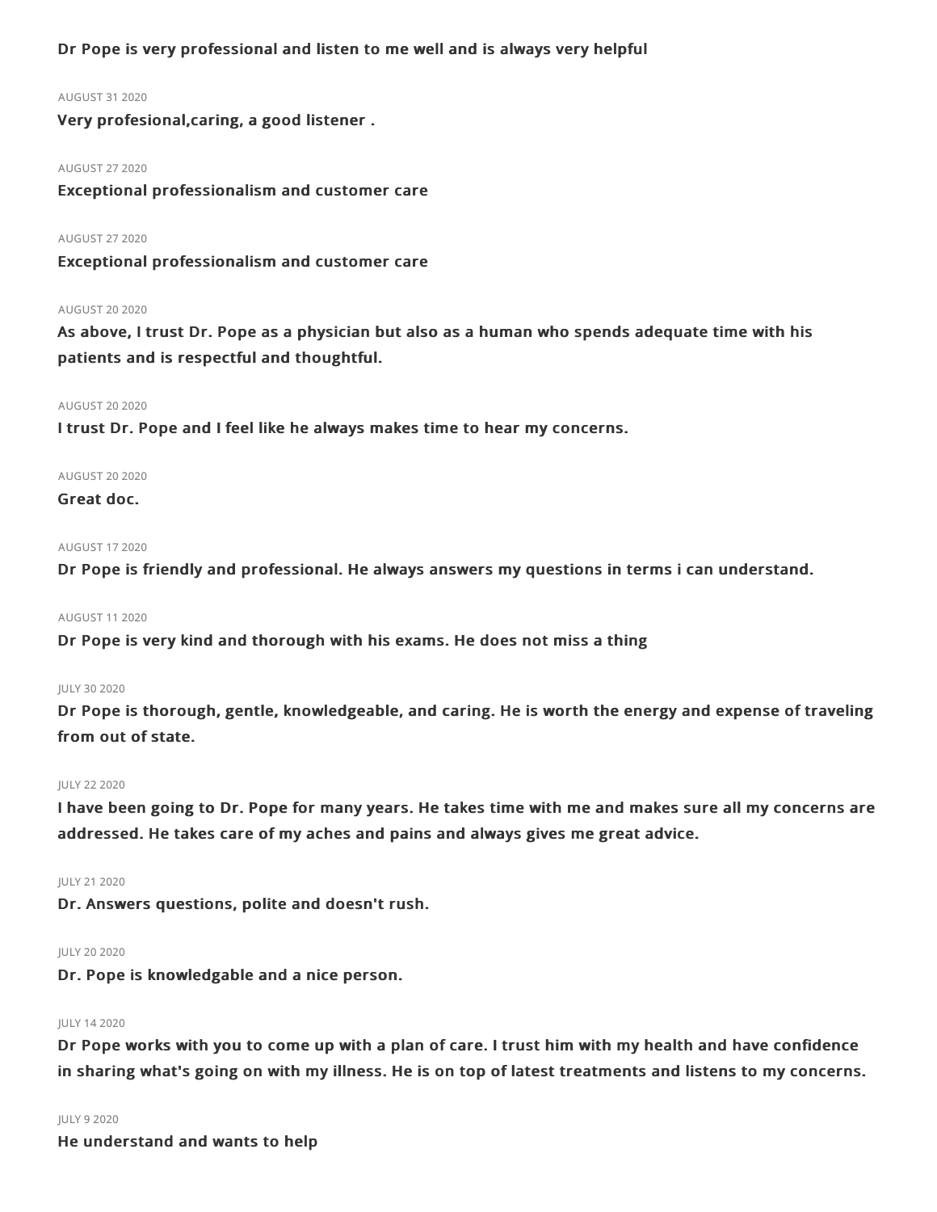**Dr Pope is very professional and listen to me well and is always very helpful**

AUGUST 31 2020

**Very profesional,caring, a good listener .**

AUGUST 27 2020

**Exceptional professionalism and customer care**

AUGUST 27 2020

**Exceptional professionalism and customer care**

AUGUST 20 2020

**As above, I trust Dr. Pope as a physician but also as a human who spends adequate time with his patients and is respectful and thoughtful.**

AUGUST 20 2020

**I trust Dr. Pope and I feel like he always makes time to hear my concerns.**

AUGUST 20 2020

**Great doc.**

AUGUST 17 2020

**Dr Pope is friendly and professional. He always answers my questions in terms i can understand.**

AUGUST 11 2020

**Dr Pope is very kind and thorough with his exams. He does not miss a thing**

JULY 30 2020

**Dr Pope is thorough, gentle, knowledgeable, and caring. He is worth the energy and expense of traveling from out of state.**

JULY 22 2020

**I have been going to Dr. Pope for many years. He takes time with me and makes sure all my concerns are addressed. He takes care of my aches and pains and always gives me great advice.**

JULY 21 2020

**Dr. Answers questions, polite and doesn't rush.**

JULY 20 2020

**Dr. Pope is knowledgable and a nice person.**

JULY 14 2020

**Dr Pope works with you to come up with a plan of care. I trust him with my health and have confidence in sharing what's going on with my illness. He is on top of latest treatments and listens to my concerns.**

JULY 9 2020

**He understand and wants to help**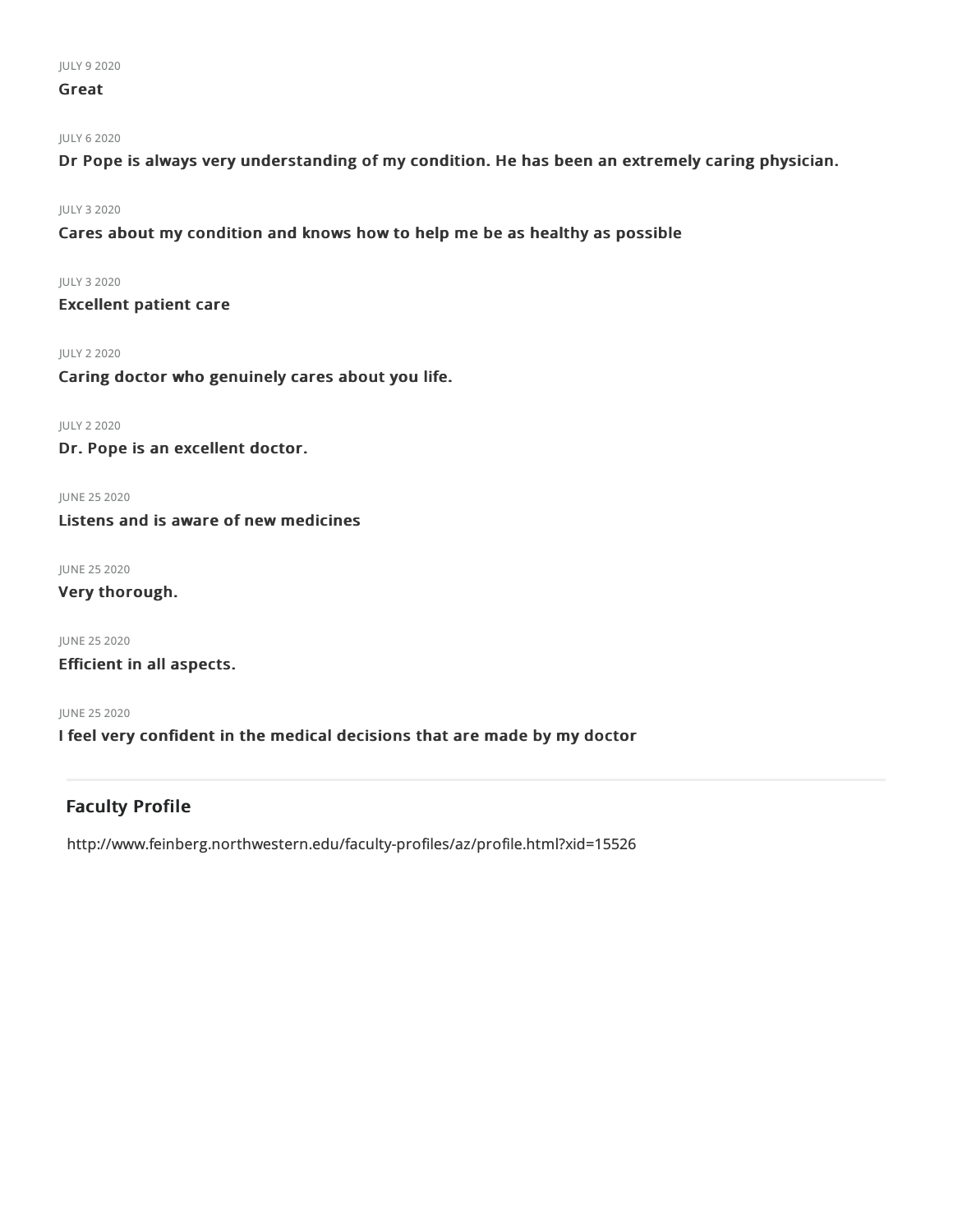JULY 9 2020

**Great**

JULY 6 2020

**Dr Pope is always very understanding of my condition. He has been an extremely caring physician.**

JULY 3 2020

**Cares about my condition and knows how to help me be as healthy as possible**

JULY 3 2020

**Excellent patient care**

JULY 2 2020

**Caring doctor who genuinely cares about you life.**

JULY 2 2020

**Dr. Pope is an excellent doctor.**

JUNE 25 2020

**Listens and is aware of new medicines**

JUNE 25 2020

**Very thorough.**

JUNE 25 2020

**Efficient in all aspects.**

JUNE 25 2020

**I feel very confident in the medical decisions that are made by my doctor**

## Faculty Profile

http://www.feinberg.northwestern.edu/faculty-profiles/az/profile.html?xid=15526